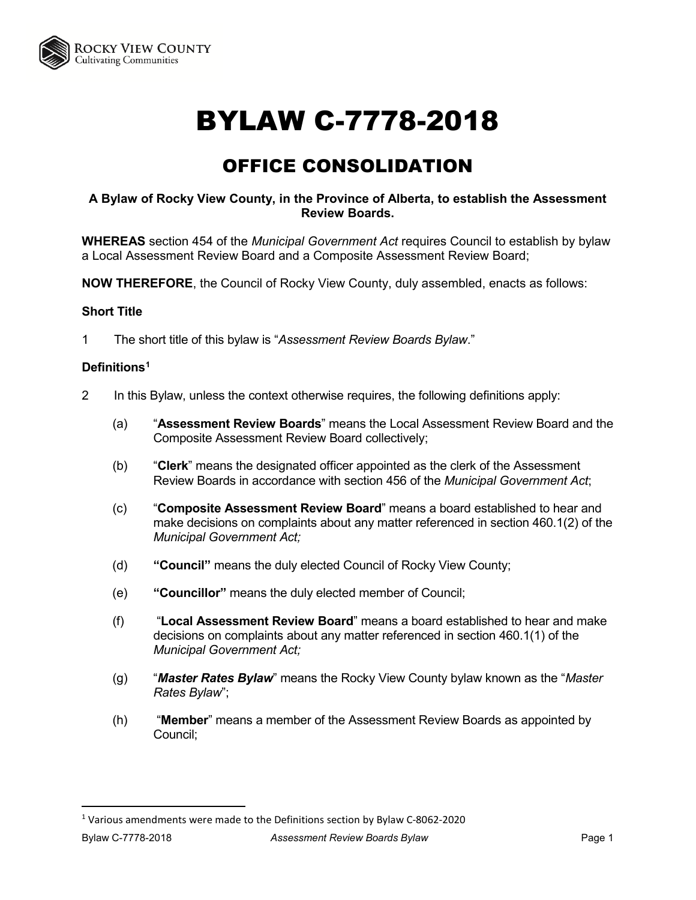# BYLAW C-7778-2018

## OFFICE CONSOLIDATION

**A Bylaw of Rocky View County, in the Province of Alberta, to establish the Assessment Review Boards.**

**WHEREAS** section 454 of the *Municipal Government Act* requires Council to establish by bylaw a Local Assessment Review Board and a Composite Assessment Review Board;

**NOW THEREFORE**, the Council of Rocky View County, duly assembled, enacts as follows:

**Short Title**

1 The short title of this bylaw is "*Assessment Review Boards Bylaw*."

**Definitions**[1]

2 In this Bylaw, unless the context otherwise requires, the following definitions apply:

(a) "**Assessment Review Boards**" means the Local Assessment Review Board and the Composite Assessment Review Board collectively;

(b) "**Clerk**" means the designated officer appointed as the clerk of the Assessment Review Boards in accordance with section 456 of the *Municipal Government Act*;

(c) "**Composite Assessment Review Board**" means a board established to hear and make decisions on complaints about any matter referenced in section 460.1(2) of the *Municipal Government Act;*

(d) **"Council"** means the duly elected Council of Rocky View County;

(e) **"Councillor"** means the duly elected member of Council;

(f) "**Local Assessment Review Board**" means a board established to hear and make decisions on complaints about any matter referenced in section 460.1(1) of the *Municipal Government Act;*

(g) "***Master Rates Bylaw***" means the Rocky View County bylaw known as the "*Master Rates Bylaw*";

(h) "**Member**" means a member of the Assessment Review Boards as appointed by Council;

---

[1] Various amendments were made to the Definitions section by Bylaw C-8062-2020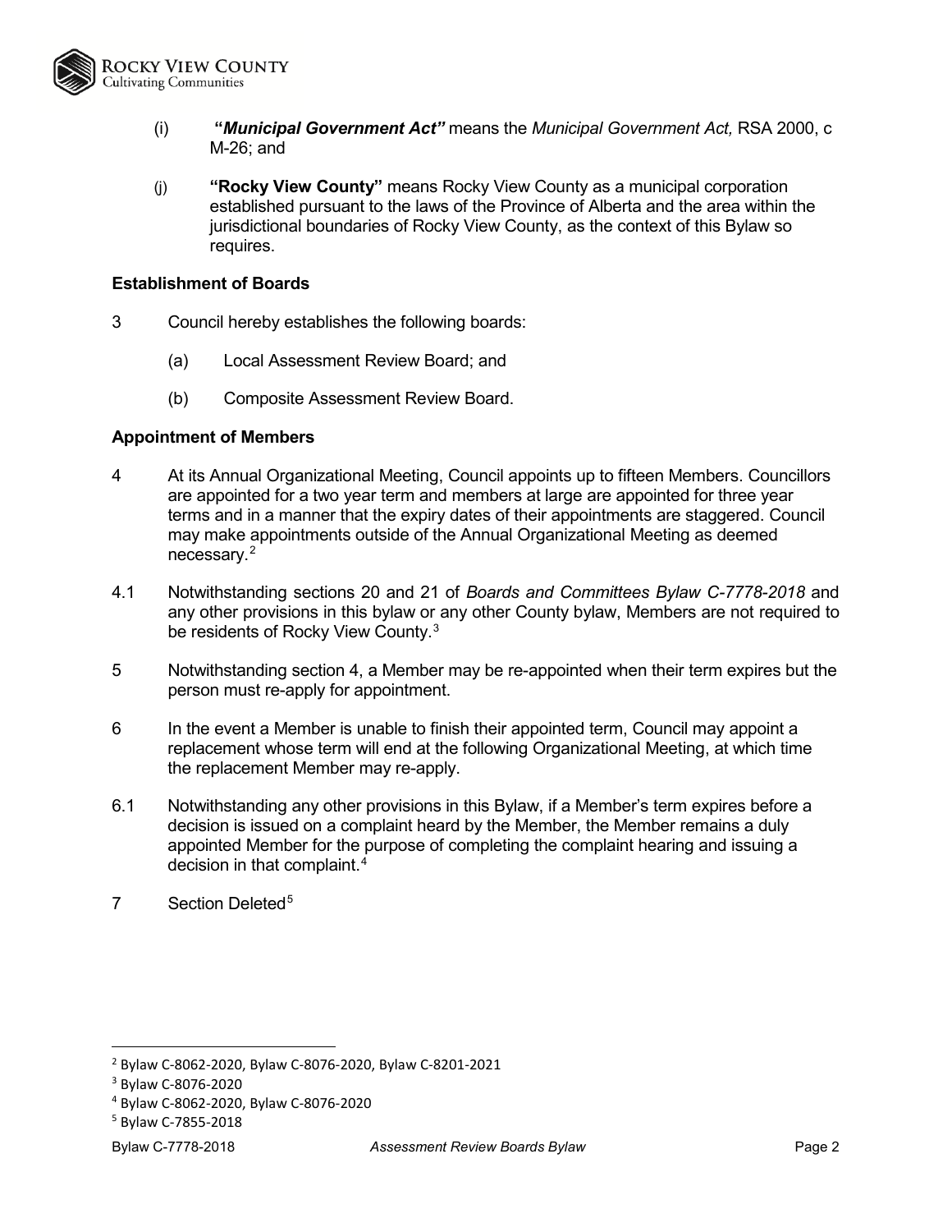(i) ***"Municipal Government Act"*** means the *Municipal Government Act,* RSA 2000, c M-26; and

(j) **"Rocky View County"** means Rocky View County as a municipal corporation established pursuant to the laws of the Province of Alberta and the area within the jurisdictional boundaries of Rocky View County, as the context of this Bylaw so requires.

**Establishment of Boards**

3 Council hereby establishes the following boards:

(a) Local Assessment Review Board; and

(b) Composite Assessment Review Board.

**Appointment of Members**

4 At its Annual Organizational Meeting, Council appoints up to fifteen Members. Councillors are appointed for a two year term and members at large are appointed for three year terms and in a manner that the expiry dates of their appointments are staggered. Council may make appointments outside of the Annual Organizational Meeting as deemed necessary.[2]

4.1 Notwithstanding sections 20 and 21 of *Boards and Committees Bylaw C-7778-2018* and any other provisions in this bylaw or any other County bylaw, Members are not required to be residents of Rocky View County.[3]

5 Notwithstanding section 4, a Member may be re-appointed when their term expires but the person must re-apply for appointment.

6 In the event a Member is unable to finish their appointed term, Council may appoint a replacement whose term will end at the following Organizational Meeting, at which time the replacement Member may re-apply.

6.1 Notwithstanding any other provisions in this Bylaw, if a Member's term expires before a decision is issued on a complaint heard by the Member, the Member remains a duly appointed Member for the purpose of completing the complaint hearing and issuing a decision in that complaint.[4]

7 Section Deleted[5]

---

[2] Bylaw C-8062-2020, Bylaw C-8076-2020, Bylaw C-8201-2021

[3] Bylaw C-8076-2020

[4] Bylaw C-8062-2020, Bylaw C-8076-2020

[5] Bylaw C-7855-2018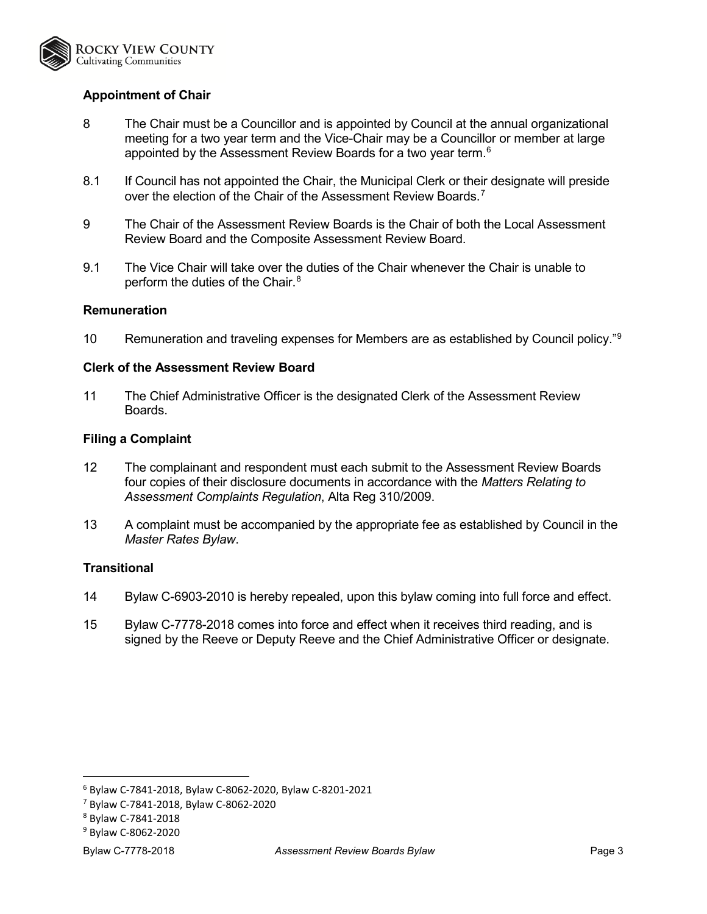### Appointment of Chair

8 The Chair must be a Councillor and is appointed by Council at the annual organizational meeting for a two year term and the Vice-Chair may be a Councillor or member at large appointed by the Assessment Review Boards for a two year term.[6]

8.1 If Council has not appointed the Chair, the Municipal Clerk or their designate will preside over the election of the Chair of the Assessment Review Boards.[7]

9 The Chair of the Assessment Review Boards is the Chair of both the Local Assessment Review Board and the Composite Assessment Review Board.

9.1 The Vice Chair will take over the duties of the Chair whenever the Chair is unable to perform the duties of the Chair.[8]

### Remuneration

10 Remuneration and traveling expenses for Members are as established by Council policy."[9]

### Clerk of the Assessment Review Board

11 The Chief Administrative Officer is the designated Clerk of the Assessment Review Boards.

### Filing a Complaint

12 The complainant and respondent must each submit to the Assessment Review Boards four copies of their disclosure documents in accordance with the *Matters Relating to Assessment Complaints Regulation*, Alta Reg 310/2009.

13 A complaint must be accompanied by the appropriate fee as established by Council in the *Master Rates Bylaw*.

### Transitional

14 Bylaw C-6903-2010 is hereby repealed, upon this bylaw coming into full force and effect.

15 Bylaw C-7778-2018 comes into force and effect when it receives third reading, and is signed by the Reeve or Deputy Reeve and the Chief Administrative Officer or designate.

---

[6] Bylaw C-7841-2018, Bylaw C-8062-2020, Bylaw C-8201-2021

[7] Bylaw C-7841-2018, Bylaw C-8062-2020

[8] Bylaw C-7841-2018

[9] Bylaw C-8062-2020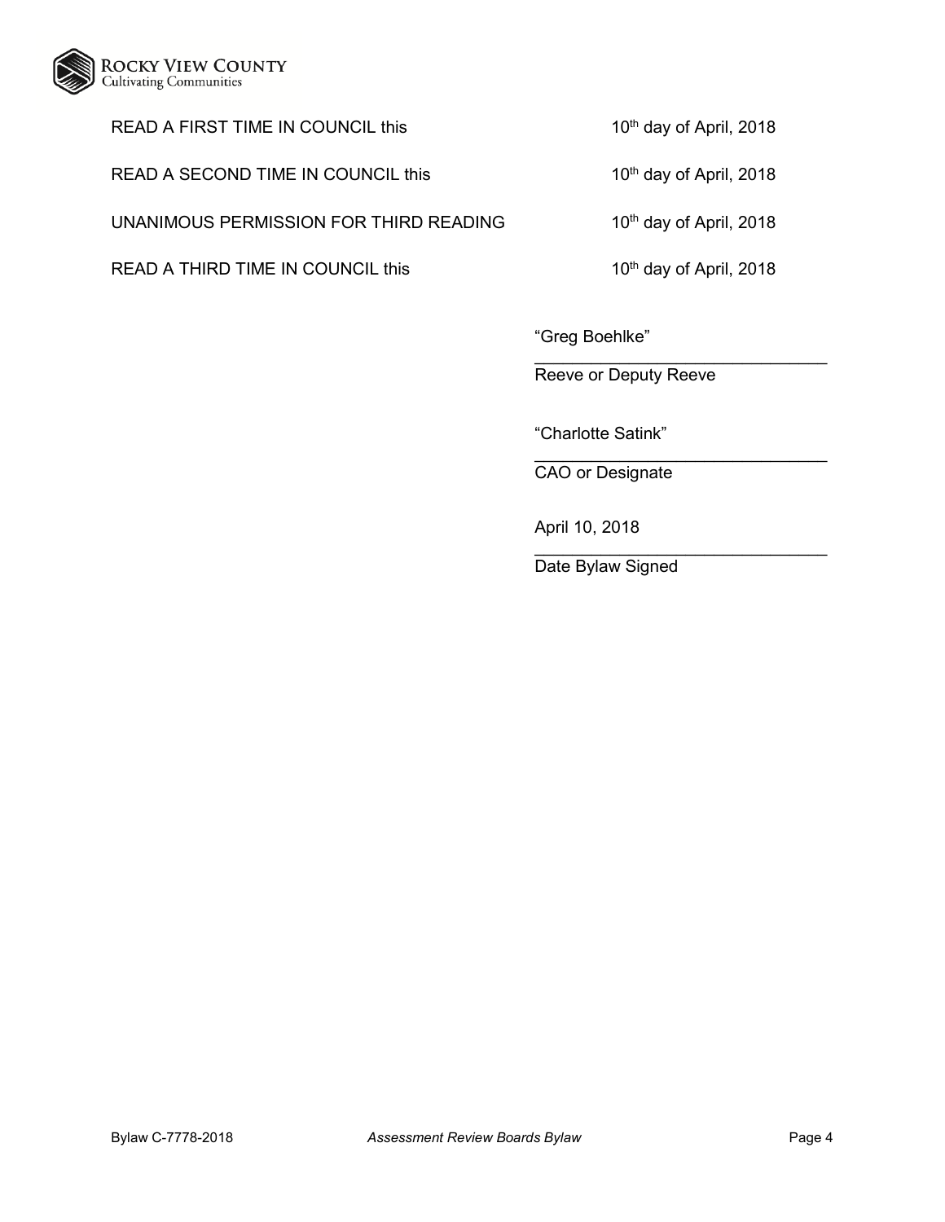READ A FIRST TIME IN COUNCIL this 10th day of April, 2018

READ A SECOND TIME IN COUNCIL this 10th day of April, 2018

UNANIMOUS PERMISSION FOR THIRD READING 10th day of April, 2018

READ A THIRD TIME IN COUNCIL this 10th day of April, 2018

"Greg Boehlke"

Reeve or Deputy Reeve

"Charlotte Satink"

CAO or Designate

April 10, 2018

Date Bylaw Signed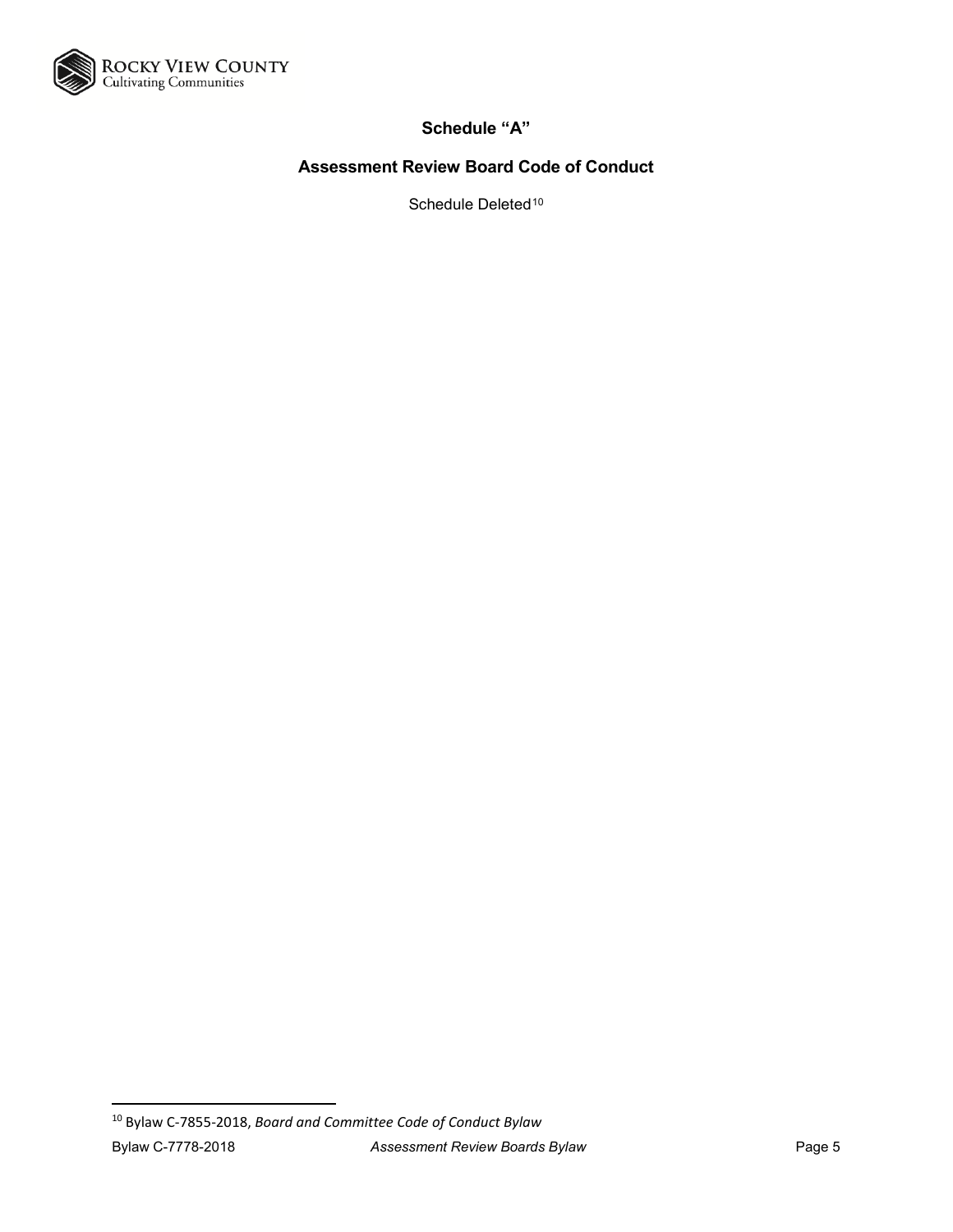## Schedule "A"

## Assessment Review Board Code of Conduct

Schedule Deleted[10]

---

[10] Bylaw C-7855-2018, *Board and Committee Code of Conduct Bylaw*